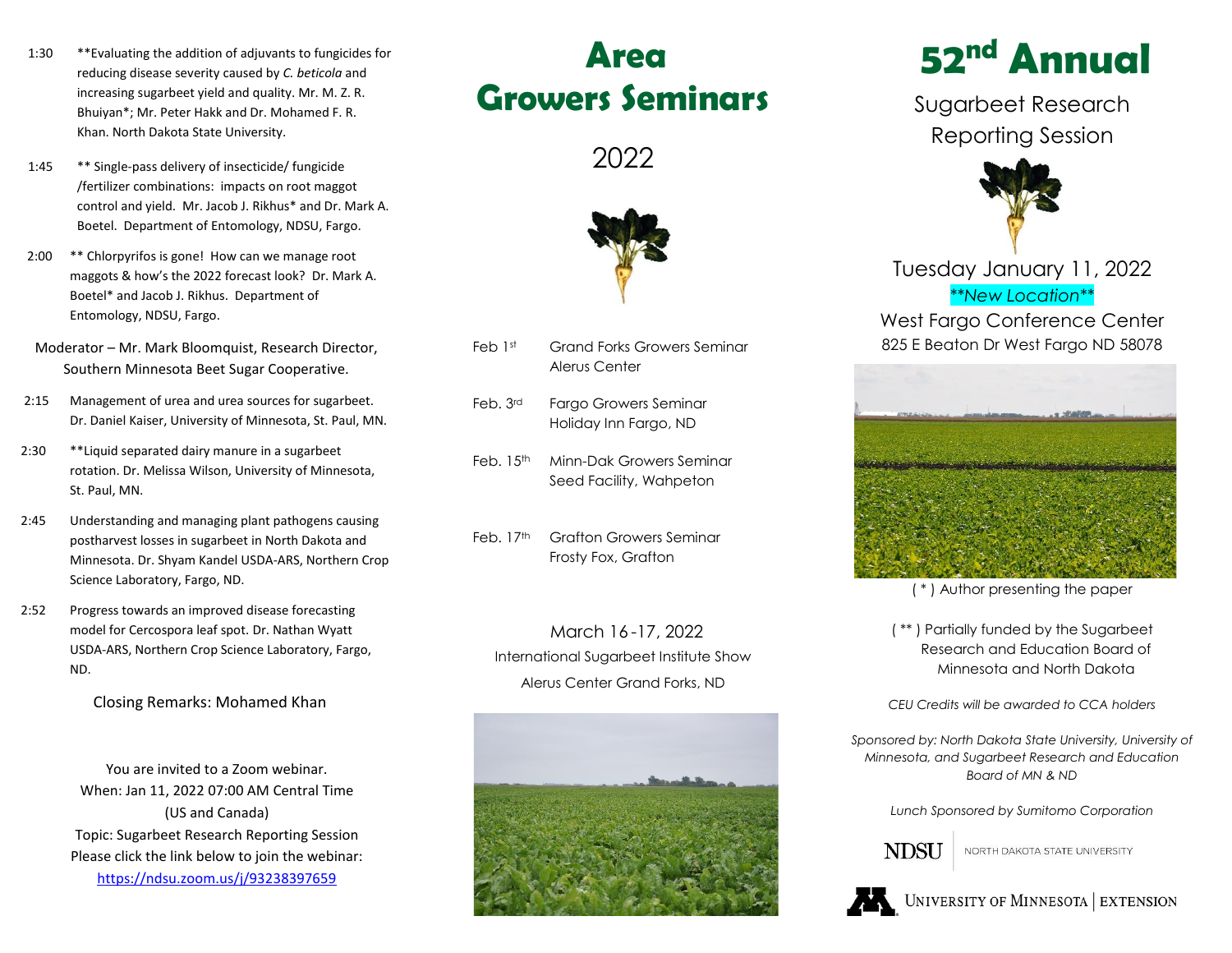1:30 **Evaluating the addition of adjuvants to fungicides for reducing disease severity caused by *C. beticola* and increasing sugarbeet yield and quality. Mr. M. Z. R. Bhuiyan*; Mr. Peter Hakk and Dr. Mohamed F. R. Khan. North Dakota State University.

1:45 ** Single-pass delivery of insecticide/ fungicide /fertilizer combinations: impacts on root maggot control and yield. Mr. Jacob J. Rikhus* and Dr. Mark A. Boetel. Department of Entomology, NDSU, Fargo.

2:00 ** Chlorpyrifos is gone! How can we manage root maggots & how's the 2022 forecast look? Dr. Mark A. Boetel* and Jacob J. Rikhus. Department of Entomology, NDSU, Fargo.

Moderator – Mr. Mark Bloomquist, Research Director, Southern Minnesota Beet Sugar Cooperative.

2:15 Management of urea and urea sources for sugarbeet. Dr. Daniel Kaiser, University of Minnesota, St. Paul, MN.

2:30 **Liquid separated dairy manure in a sugarbeet rotation. Dr. Melissa Wilson, University of Minnesota, St. Paul, MN.

2:45 Understanding and managing plant pathogens causing postharvest losses in sugarbeet in North Dakota and Minnesota. Dr. Shyam Kandel USDA-ARS, Northern Crop Science Laboratory, Fargo, ND.

2:52 Progress towards an improved disease forecasting model for Cercospora leaf spot. Dr. Nathan Wyatt USDA-ARS, Northern Crop Science Laboratory, Fargo, ND.

Closing Remarks: Mohamed Khan

You are invited to a Zoom webinar.
When: Jan 11, 2022 07:00 AM Central Time (US and Canada)
Topic: Sugarbeet Research Reporting Session
Please click the link below to join the webinar:
https://ndsu.zoom.us/j/93238397659

# Area Growers Seminars

## 2022

Feb 1st — Grand Forks Growers Seminar, Alerus Center

Feb. 3rd — Fargo Growers Seminar, Holiday Inn Fargo, ND

Feb. 15th — Minn-Dak Growers Seminar, Seed Facility, Wahpeton

Feb. 17th — Grafton Growers Seminar, Frosty Fox, Grafton

March 16-17, 2022
International Sugarbeet Institute Show
Alerus Center Grand Forks, ND

# 52nd Annual

## Sugarbeet Research Reporting Session

Tuesday January 11, 2022
***New Location***
West Fargo Conference Center
825 E Beaton Dr West Fargo ND 58078

( * ) Author presenting the paper

( ** ) Partially funded by the Sugarbeet Research and Education Board of Minnesota and North Dakota

*CEU Credits will be awarded to CCA holders*

*Sponsored by: North Dakota State University, University of Minnesota, and Sugarbeet Research and Education Board of MN & ND*

*Lunch Sponsored by Sumitomo Corporation*

NDSU | NORTH DAKOTA STATE UNIVERSITY

UNIVERSITY OF MINNESOTA | EXTENSION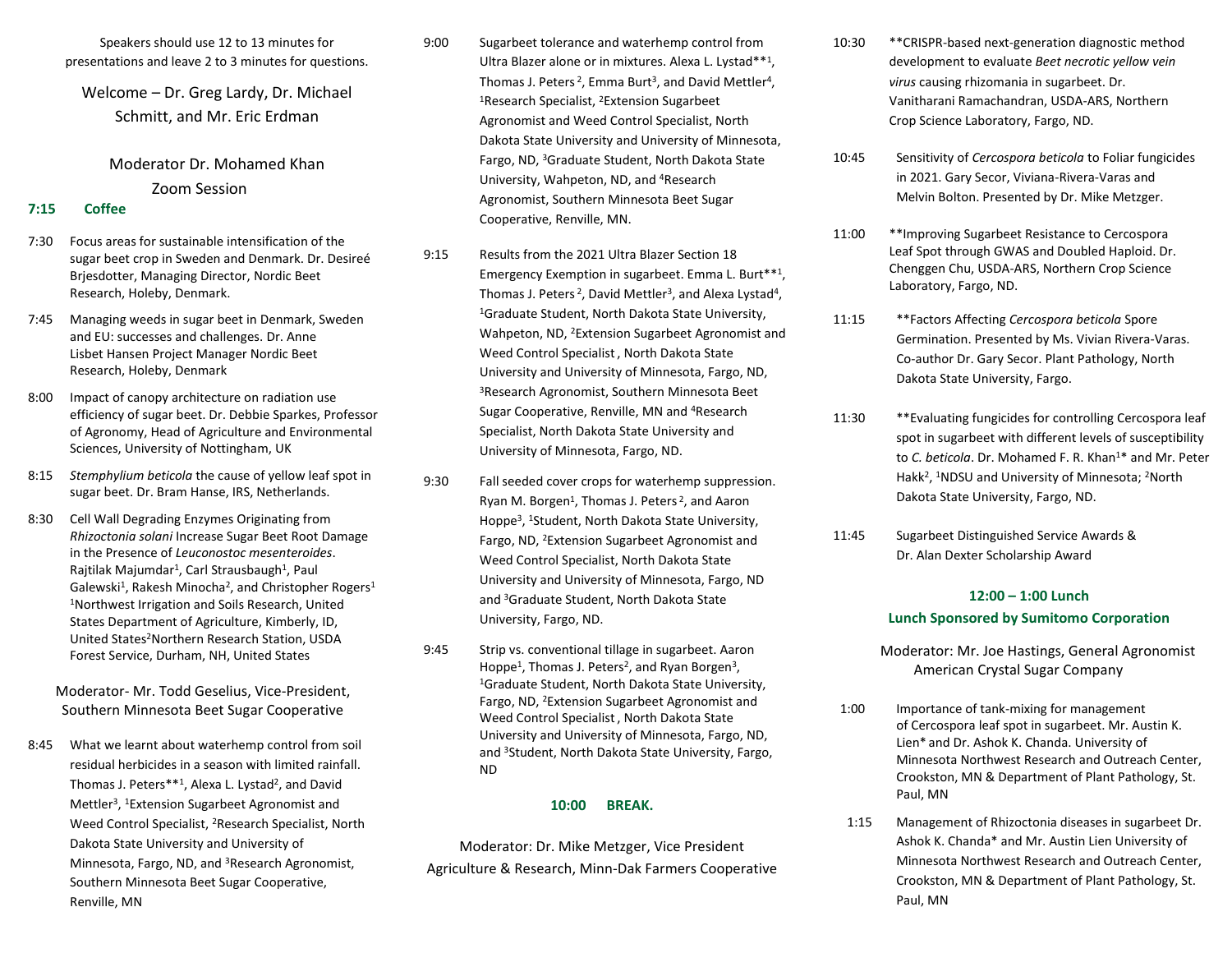Speakers should use 12 to 13 minutes for presentations and leave 2 to 3 minutes for questions.

Welcome – Dr. Greg Lardy, Dr. Michael Schmitt, and Mr. Eric Erdman

Moderator Dr. Mohamed Khan
Zoom Session

**7:15 Coffee**

7:30 Focus areas for sustainable intensification of the sugar beet crop in Sweden and Denmark. Dr. Desireé Brjesdotter, Managing Director, Nordic Beet Research, Holeby, Denmark.

7:45 Managing weeds in sugar beet in Denmark, Sweden and EU: successes and challenges. Dr. Anne Lisbet Hansen Project Manager Nordic Beet Research, Holeby, Denmark

8:00 Impact of canopy architecture on radiation use efficiency of sugar beet. Dr. Debbie Sparkes, Professor of Agronomy, Head of Agriculture and Environmental Sciences, University of Nottingham, UK

8:15 *Stemphylium beticola* the cause of yellow leaf spot in sugar beet. Dr. Bram Hanse, IRS, Netherlands.

8:30 Cell Wall Degrading Enzymes Originating from *Rhizoctonia solani* Increase Sugar Beet Root Damage in the Presence of *Leuconostoc mesenteroides*. Rajtilak Majumdar[1], Carl Strausbaugh[1], Paul Galewski[1], Rakesh Minocha[2], and Christopher Rogers[1] [1]Northwest Irrigation and Soils Research, United States Department of Agriculture, Kimberly, ID, United States [2]Northern Research Station, USDA Forest Service, Durham, NH, United States

Moderator- Mr. Todd Geselius, Vice-President, Southern Minnesota Beet Sugar Cooperative

8:45 What we learnt about waterhemp control from soil residual herbicides in a season with limited rainfall. Thomas J. Peters**[1], Alexa L. Lystad[2], and David Mettler[3], [1]Extension Sugarbeet Agronomist and Weed Control Specialist, [2]Research Specialist, North Dakota State University and University of Minnesota, Fargo, ND, and [3]Research Agronomist, Southern Minnesota Beet Sugar Cooperative, Renville, MN

9:00 Sugarbeet tolerance and waterhemp control from Ultra Blazer alone or in mixtures. Alexa L. Lystad**[1], Thomas J. Peters [2], Emma Burt[3], and David Mettler[4], [1]Research Specialist, [2]Extension Sugarbeet Agronomist and Weed Control Specialist, North Dakota State University and University of Minnesota, Fargo, ND, [3]Graduate Student, North Dakota State University, Wahpeton, ND, and [4]Research Agronomist, Southern Minnesota Beet Sugar Cooperative, Renville, MN.

9:15 Results from the 2021 Ultra Blazer Section 18 Emergency Exemption in sugarbeet. Emma L. Burt**[1], Thomas J. Peters [2], David Mettler[3], and Alexa Lystad[4], [1]Graduate Student, North Dakota State University, Wahpeton, ND, [2]Extension Sugarbeet Agronomist and Weed Control Specialist, North Dakota State University and University of Minnesota, Fargo, ND, [3]Research Agronomist, Southern Minnesota Beet Sugar Cooperative, Renville, MN and [4]Research Specialist, North Dakota State University and University of Minnesota, Fargo, ND.

9:30 Fall seeded cover crops for waterhemp suppression. Ryan M. Borgen[1], Thomas J. Peters [2], and Aaron Hoppe[3], [1]Student, North Dakota State University, Fargo, ND, [2]Extension Sugarbeet Agronomist and Weed Control Specialist, North Dakota State University and University of Minnesota, Fargo, ND and [3]Graduate Student, North Dakota State University, Fargo, ND.

9:45 Strip vs. conventional tillage in sugarbeet. Aaron Hoppe[1], Thomas J. Peters[2], and Ryan Borgen[3], [1]Graduate Student, North Dakota State University, Fargo, ND, [2]Extension Sugarbeet Agronomist and Weed Control Specialist, North Dakota State University and University of Minnesota, Fargo, ND, and [3]Student, North Dakota State University, Fargo, ND

**10:00 BREAK.**

Moderator: Dr. Mike Metzger, Vice President Agriculture & Research, Minn-Dak Farmers Cooperative

10:30 **CRISPR-based next-generation diagnostic method development to evaluate *Beet necrotic yellow vein virus* causing rhizomania in sugarbeet. Dr. Vanitharani Ramachandran, USDA-ARS, Northern Crop Science Laboratory, Fargo, ND.

10:45 Sensitivity of *Cercospora beticola* to Foliar fungicides in 2021. Gary Secor, Viviana-Rivera-Varas and Melvin Bolton. Presented by Dr. Mike Metzger.

11:00 **Improving Sugarbeet Resistance to Cercospora Leaf Spot through GWAS and Doubled Haploid. Dr. Chenggen Chu, USDA-ARS, Northern Crop Science Laboratory, Fargo, ND.

11:15 **Factors Affecting *Cercospora beticola* Spore Germination. Presented by Ms. Vivian Rivera-Varas. Co-author Dr. Gary Secor. Plant Pathology, North Dakota State University, Fargo.

11:30 **Evaluating fungicides for controlling Cercospora leaf spot in sugarbeet with different levels of susceptibility to *C. beticola*. Dr. Mohamed F. R. Khan[1]* and Mr. Peter Hakk[2], [1]NDSU and University of Minnesota; [2]North Dakota State University, Fargo, ND.

11:45 Sugarbeet Distinguished Service Awards & Dr. Alan Dexter Scholarship Award

**12:00 – 1:00 Lunch**
**Lunch Sponsored by Sumitomo Corporation**

Moderator: Mr. Joe Hastings, General Agronomist American Crystal Sugar Company

1:00 Importance of tank-mixing for management of Cercospora leaf spot in sugarbeet. Mr. Austin K. Lien* and Dr. Ashok K. Chanda. University of Minnesota Northwest Research and Outreach Center, Crookston, MN & Department of Plant Pathology, St. Paul, MN

1:15 Management of Rhizoctonia diseases in sugarbeet Dr. Ashok K. Chanda* and Mr. Austin Lien University of Minnesota Northwest Research and Outreach Center, Crookston, MN & Department of Plant Pathology, St. Paul, MN